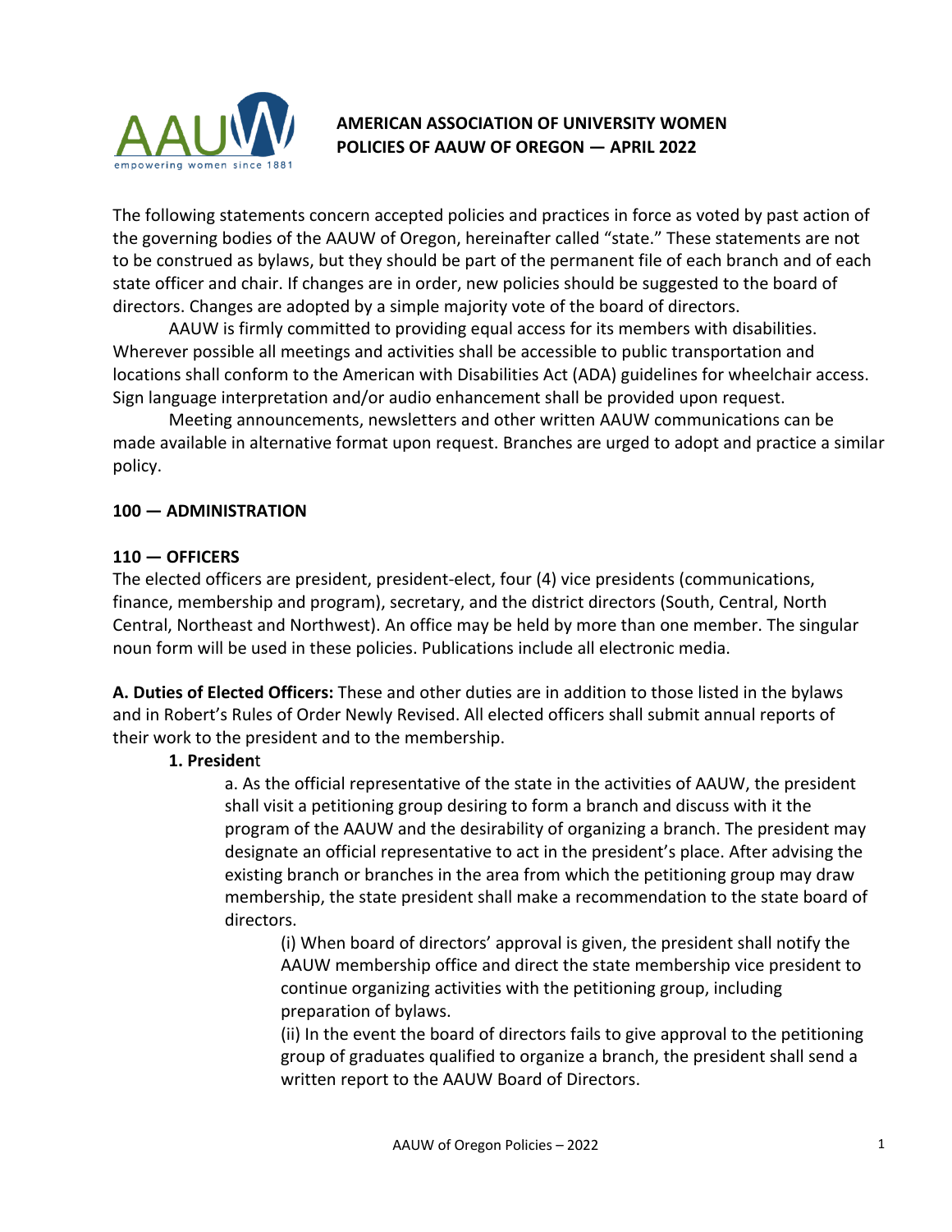**AMERICAN ASSOCIATION OF UNIVERSITY WOMEN**
**POLICIES OF AAUW OF OREGON — APRIL 2022**

The following statements concern accepted policies and practices in force as voted by past action of the governing bodies of the AAUW of Oregon, hereinafter called "state." These statements are not to be construed as bylaws, but they should be part of the permanent file of each branch and of each state officer and chair. If changes are in order, new policies should be suggested to the board of directors. Changes are adopted by a simple majority vote of the board of directors.

AAUW is firmly committed to providing equal access for its members with disabilities. Wherever possible all meetings and activities shall be accessible to public transportation and locations shall conform to the American with Disabilities Act (ADA) guidelines for wheelchair access. Sign language interpretation and/or audio enhancement shall be provided upon request.

Meeting announcements, newsletters and other written AAUW communications can be made available in alternative format upon request. Branches are urged to adopt and practice a similar policy.

## 100 — ADMINISTRATION

### 110 — OFFICERS

The elected officers are president, president-elect, four (4) vice presidents (communications, finance, membership and program), secretary, and the district directors (South, Central, North Central, Northeast and Northwest). An office may be held by more than one member. The singular noun form will be used in these policies. Publications include all electronic media.

**A. Duties of Elected Officers:** These and other duties are in addition to those listed in the bylaws and in Robert's Rules of Order Newly Revised. All elected officers shall submit annual reports of their work to the president and to the membership.

**1. President**

a. As the official representative of the state in the activities of AAUW, the president shall visit a petitioning group desiring to form a branch and discuss with it the program of the AAUW and the desirability of organizing a branch. The president may designate an official representative to act in the president's place. After advising the existing branch or branches in the area from which the petitioning group may draw membership, the state president shall make a recommendation to the state board of directors.

(i) When board of directors' approval is given, the president shall notify the AAUW membership office and direct the state membership vice president to continue organizing activities with the petitioning group, including preparation of bylaws.

(ii) In the event the board of directors fails to give approval to the petitioning group of graduates qualified to organize a branch, the president shall send a written report to the AAUW Board of Directors.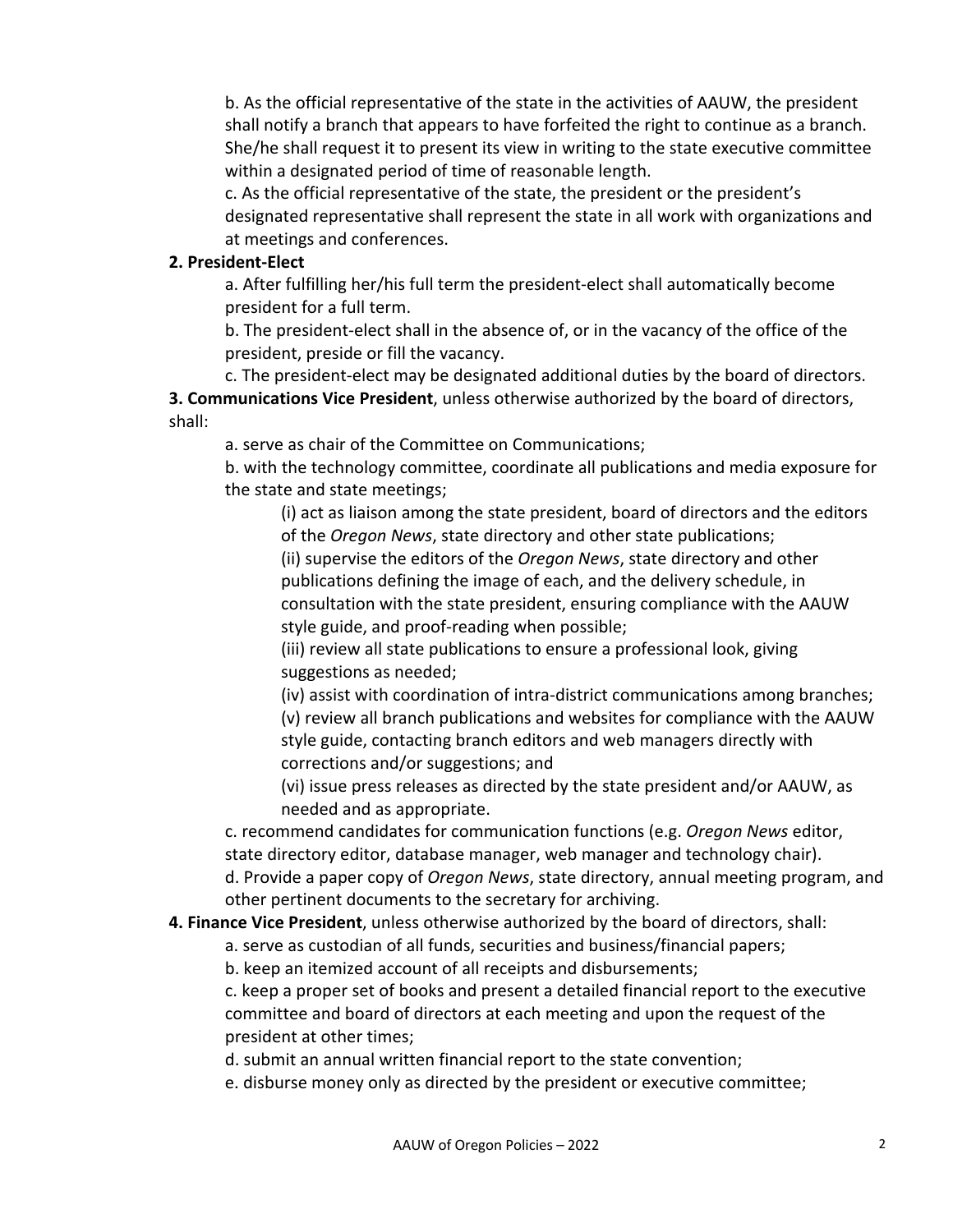b. As the official representative of the state in the activities of AAUW, the president shall notify a branch that appears to have forfeited the right to continue as a branch. She/he shall request it to present its view in writing to the state executive committee within a designated period of time of reasonable length.

c. As the official representative of the state, the president or the president's designated representative shall represent the state in all work with organizations and at meetings and conferences.

**2. President-Elect**

a. After fulfilling her/his full term the president-elect shall automatically become president for a full term.

b. The president-elect shall in the absence of, or in the vacancy of the office of the president, preside or fill the vacancy.

c. The president-elect may be designated additional duties by the board of directors.

**3. Communications Vice President**, unless otherwise authorized by the board of directors, shall:

a. serve as chair of the Committee on Communications;

b. with the technology committee, coordinate all publications and media exposure for the state and state meetings;

(i) act as liaison among the state president, board of directors and the editors of the *Oregon News*, state directory and other state publications;

(ii) supervise the editors of the *Oregon News*, state directory and other publications defining the image of each, and the delivery schedule, in consultation with the state president, ensuring compliance with the AAUW style guide, and proof-reading when possible;

(iii) review all state publications to ensure a professional look, giving suggestions as needed;

(iv) assist with coordination of intra-district communications among branches;

(v) review all branch publications and websites for compliance with the AAUW style guide, contacting branch editors and web managers directly with corrections and/or suggestions; and

(vi) issue press releases as directed by the state president and/or AAUW, as needed and as appropriate.

c. recommend candidates for communication functions (e.g. *Oregon News* editor, state directory editor, database manager, web manager and technology chair).

d. Provide a paper copy of *Oregon News*, state directory, annual meeting program, and other pertinent documents to the secretary for archiving.

**4. Finance Vice President**, unless otherwise authorized by the board of directors, shall:

a. serve as custodian of all funds, securities and business/financial papers;

b. keep an itemized account of all receipts and disbursements;

c. keep a proper set of books and present a detailed financial report to the executive committee and board of directors at each meeting and upon the request of the president at other times;

d. submit an annual written financial report to the state convention;

e. disburse money only as directed by the president or executive committee;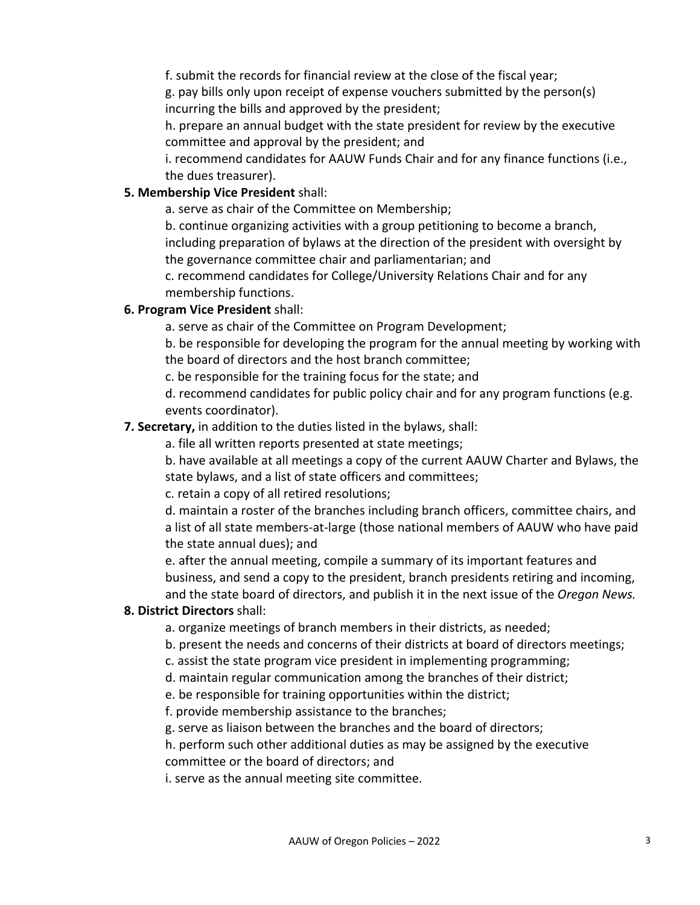f. submit the records for financial review at the close of the fiscal year;

g. pay bills only upon receipt of expense vouchers submitted by the person(s) incurring the bills and approved by the president;

h. prepare an annual budget with the state president for review by the executive committee and approval by the president; and

i. recommend candidates for AAUW Funds Chair and for any finance functions (i.e., the dues treasurer).

**5. Membership Vice President** shall:

a. serve as chair of the Committee on Membership;

b. continue organizing activities with a group petitioning to become a branch, including preparation of bylaws at the direction of the president with oversight by the governance committee chair and parliamentarian; and

c. recommend candidates for College/University Relations Chair and for any membership functions.

**6. Program Vice President** shall:

a. serve as chair of the Committee on Program Development;

b. be responsible for developing the program for the annual meeting by working with the board of directors and the host branch committee;

c. be responsible for the training focus for the state; and

d. recommend candidates for public policy chair and for any program functions (e.g. events coordinator).

**7. Secretary,** in addition to the duties listed in the bylaws, shall:

a. file all written reports presented at state meetings;

b. have available at all meetings a copy of the current AAUW Charter and Bylaws, the state bylaws, and a list of state officers and committees;

c. retain a copy of all retired resolutions;

d. maintain a roster of the branches including branch officers, committee chairs, and a list of all state members-at-large (those national members of AAUW who have paid the state annual dues); and

e. after the annual meeting, compile a summary of its important features and business, and send a copy to the president, branch presidents retiring and incoming, and the state board of directors, and publish it in the next issue of the *Oregon News.*

**8. District Directors** shall:

a. organize meetings of branch members in their districts, as needed;

b. present the needs and concerns of their districts at board of directors meetings;

c. assist the state program vice president in implementing programming;

d. maintain regular communication among the branches of their district;

e. be responsible for training opportunities within the district;

f. provide membership assistance to the branches;

g. serve as liaison between the branches and the board of directors;

h. perform such other additional duties as may be assigned by the executive committee or the board of directors; and

i. serve as the annual meeting site committee.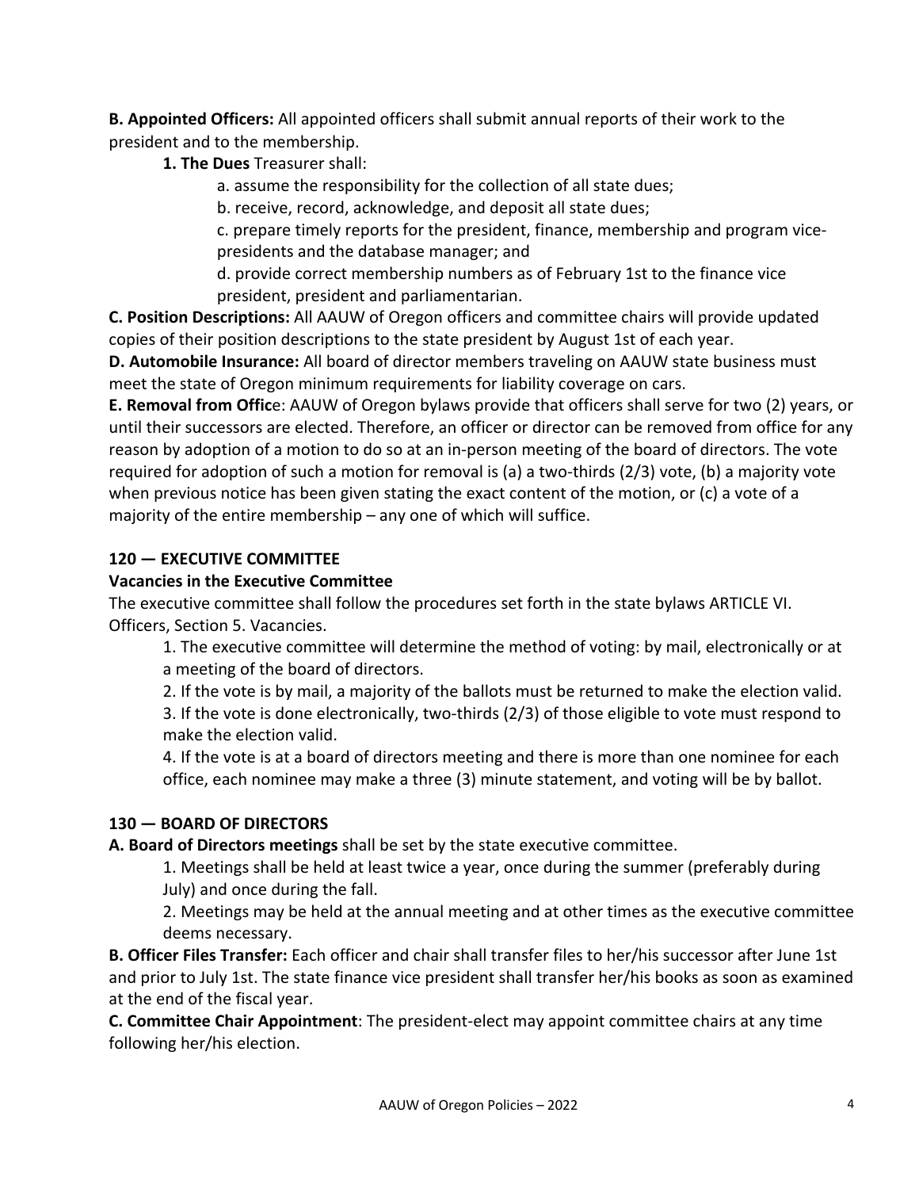**B. Appointed Officers:** All appointed officers shall submit annual reports of their work to the president and to the membership.

**1. The Dues** Treasurer shall:

a. assume the responsibility for the collection of all state dues;

b. receive, record, acknowledge, and deposit all state dues;

c. prepare timely reports for the president, finance, membership and program vice-presidents and the database manager; and

d. provide correct membership numbers as of February 1st to the finance vice president, president and parliamentarian.

**C. Position Descriptions:** All AAUW of Oregon officers and committee chairs will provide updated copies of their position descriptions to the state president by August 1st of each year.

**D. Automobile Insurance:** All board of director members traveling on AAUW state business must meet the state of Oregon minimum requirements for liability coverage on cars.

**E. Removal from Offic**e: AAUW of Oregon bylaws provide that officers shall serve for two (2) years, or until their successors are elected. Therefore, an officer or director can be removed from office for any reason by adoption of a motion to do so at an in-person meeting of the board of directors. The vote required for adoption of such a motion for removal is (a) a two-thirds (2/3) vote, (b) a majority vote when previous notice has been given stating the exact content of the motion, or (c) a vote of a majority of the entire membership – any one of which will suffice.

## 120 — EXECUTIVE COMMITTEE

**Vacancies in the Executive Committee**

The executive committee shall follow the procedures set forth in the state bylaws ARTICLE VI. Officers, Section 5. Vacancies.

1. The executive committee will determine the method of voting: by mail, electronically or at a meeting of the board of directors.
2. If the vote is by mail, a majority of the ballots must be returned to make the election valid.
3. If the vote is done electronically, two-thirds (2/3) of those eligible to vote must respond to make the election valid.
4. If the vote is at a board of directors meeting and there is more than one nominee for each office, each nominee may make a three (3) minute statement, and voting will be by ballot.

## 130 — BOARD OF DIRECTORS

**A. Board of Directors meetings** shall be set by the state executive committee.

1. Meetings shall be held at least twice a year, once during the summer (preferably during July) and once during the fall.
2. Meetings may be held at the annual meeting and at other times as the executive committee deems necessary.

**B. Officer Files Transfer:** Each officer and chair shall transfer files to her/his successor after June 1st and prior to July 1st. The state finance vice president shall transfer her/his books as soon as examined at the end of the fiscal year.

**C. Committee Chair Appointment**: The president-elect may appoint committee chairs at any time following her/his election.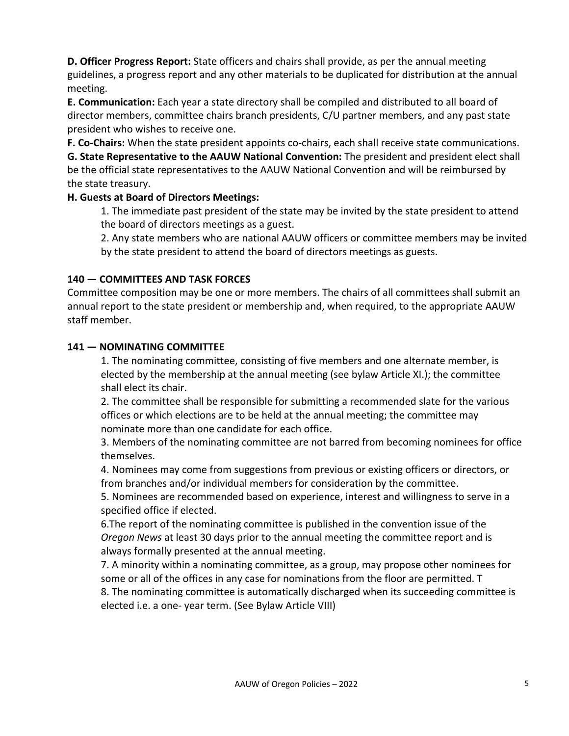**D. Officer Progress Report:** State officers and chairs shall provide, as per the annual meeting guidelines, a progress report and any other materials to be duplicated for distribution at the annual meeting.

**E. Communication:** Each year a state directory shall be compiled and distributed to all board of director members, committee chairs branch presidents, C/U partner members, and any past state president who wishes to receive one.

**F. Co-Chairs:** When the state president appoints co-chairs, each shall receive state communications.

**G. State Representative to the AAUW National Convention:** The president and president elect shall be the official state representatives to the AAUW National Convention and will be reimbursed by the state treasury.

**H. Guests at Board of Directors Meetings:**

1. The immediate past president of the state may be invited by the state president to attend the board of directors meetings as a guest.
2. Any state members who are national AAUW officers or committee members may be invited by the state president to attend the board of directors meetings as guests.

## 140 — COMMITTEES AND TASK FORCES

Committee composition may be one or more members. The chairs of all committees shall submit an annual report to the state president or membership and, when required, to the appropriate AAUW staff member.

## 141 — NOMINATING COMMITTEE

1. The nominating committee, consisting of five members and one alternate member, is elected by the membership at the annual meeting (see bylaw Article XI.); the committee shall elect its chair.
2. The committee shall be responsible for submitting a recommended slate for the various offices or which elections are to be held at the annual meeting; the committee may nominate more than one candidate for each office.
3. Members of the nominating committee are not barred from becoming nominees for office themselves.
4. Nominees may come from suggestions from previous or existing officers or directors, or from branches and/or individual members for consideration by the committee.
5. Nominees are recommended based on experience, interest and willingness to serve in a specified office if elected.
6. The report of the nominating committee is published in the convention issue of the *Oregon News* at least 30 days prior to the annual meeting the committee report and is always formally presented at the annual meeting.
7. A minority within a nominating committee, as a group, may propose other nominees for some or all of the offices in any case for nominations from the floor are permitted. T
8. The nominating committee is automatically discharged when its succeeding committee is elected i.e. a one- year term. (See Bylaw Article VIII)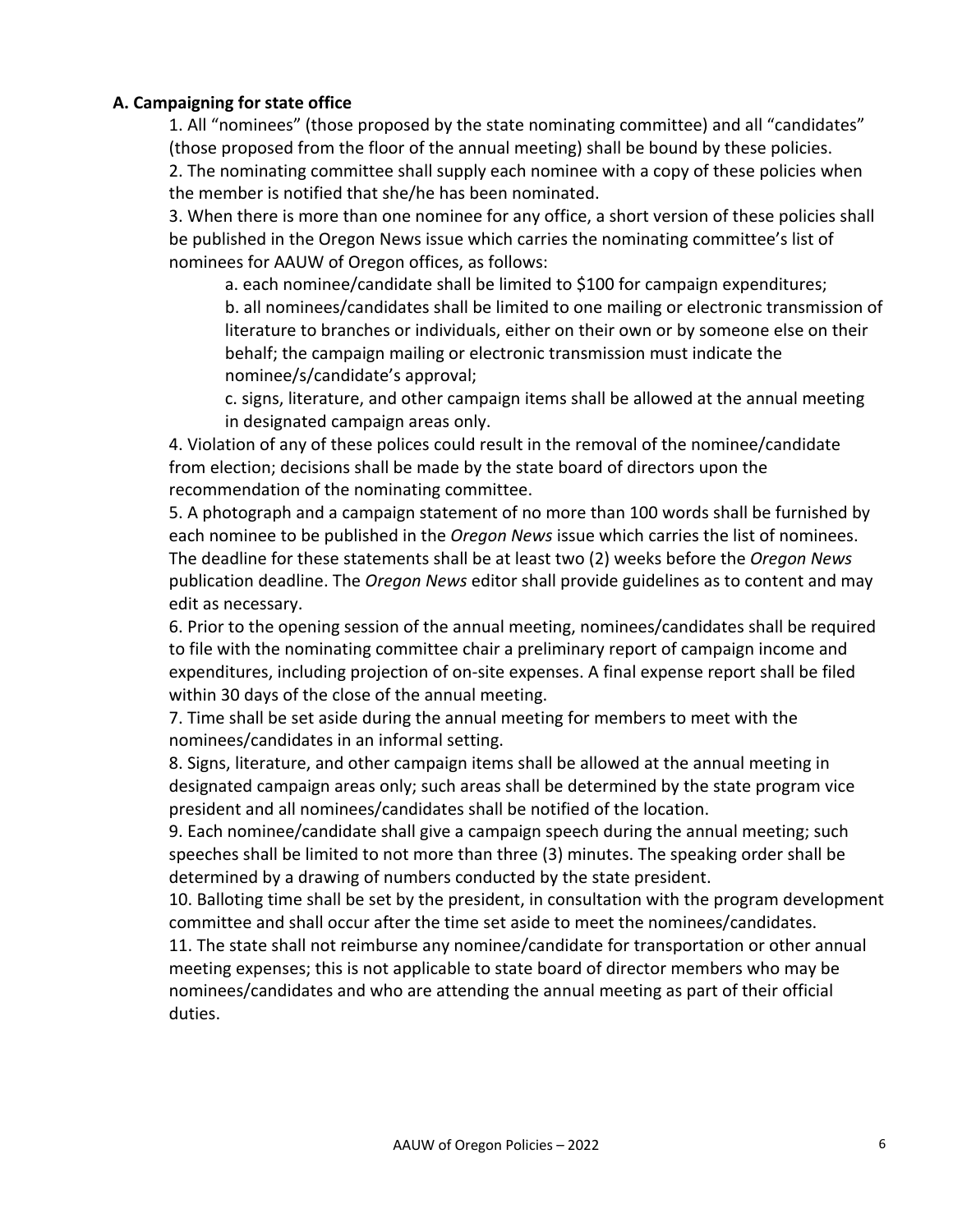### A. Campaigning for state office

1. All "nominees" (those proposed by the state nominating committee) and all "candidates" (those proposed from the floor of the annual meeting) shall be bound by these policies.
2. The nominating committee shall supply each nominee with a copy of these policies when the member is notified that she/he has been nominated.
3. When there is more than one nominee for any office, a short version of these policies shall be published in the Oregon News issue which carries the nominating committee's list of nominees for AAUW of Oregon offices, as follows:
   a. each nominee/candidate shall be limited to $100 for campaign expenditures;
   b. all nominees/candidates shall be limited to one mailing or electronic transmission of literature to branches or individuals, either on their own or by someone else on their behalf; the campaign mailing or electronic transmission must indicate the nominee/s/candidate's approval;
   c. signs, literature, and other campaign items shall be allowed at the annual meeting in designated campaign areas only.
4. Violation of any of these polices could result in the removal of the nominee/candidate from election; decisions shall be made by the state board of directors upon the recommendation of the nominating committee.
5. A photograph and a campaign statement of no more than 100 words shall be furnished by each nominee to be published in the *Oregon News* issue which carries the list of nominees. The deadline for these statements shall be at least two (2) weeks before the *Oregon News* publication deadline. The *Oregon News* editor shall provide guidelines as to content and may edit as necessary.
6. Prior to the opening session of the annual meeting, nominees/candidates shall be required to file with the nominating committee chair a preliminary report of campaign income and expenditures, including projection of on-site expenses. A final expense report shall be filed within 30 days of the close of the annual meeting.
7. Time shall be set aside during the annual meeting for members to meet with the nominees/candidates in an informal setting.
8. Signs, literature, and other campaign items shall be allowed at the annual meeting in designated campaign areas only; such areas shall be determined by the state program vice president and all nominees/candidates shall be notified of the location.
9. Each nominee/candidate shall give a campaign speech during the annual meeting; such speeches shall be limited to not more than three (3) minutes. The speaking order shall be determined by a drawing of numbers conducted by the state president.
10. Balloting time shall be set by the president, in consultation with the program development committee and shall occur after the time set aside to meet the nominees/candidates.
11. The state shall not reimburse any nominee/candidate for transportation or other annual meeting expenses; this is not applicable to state board of director members who may be nominees/candidates and who are attending the annual meeting as part of their official duties.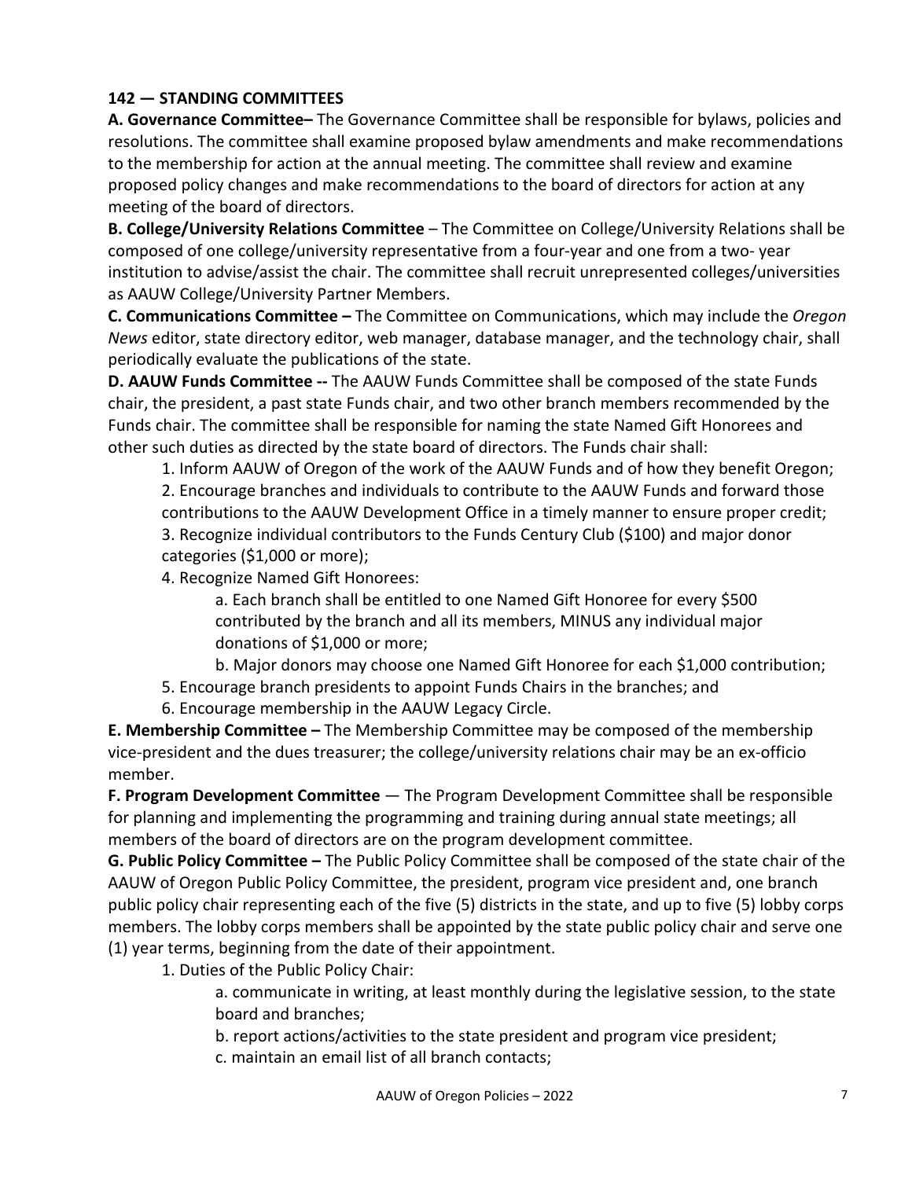**142 — STANDING COMMITTEES**

**A. Governance Committee–** The Governance Committee shall be responsible for bylaws, policies and resolutions. The committee shall examine proposed bylaw amendments and make recommendations to the membership for action at the annual meeting. The committee shall review and examine proposed policy changes and make recommendations to the board of directors for action at any meeting of the board of directors.

**B. College/University Relations Committee** – The Committee on College/University Relations shall be composed of one college/university representative from a four-year and one from a two- year institution to advise/assist the chair. The committee shall recruit unrepresented colleges/universities as AAUW College/University Partner Members.

**C. Communications Committee –** The Committee on Communications, which may include the *Oregon News* editor, state directory editor, web manager, database manager, and the technology chair, shall periodically evaluate the publications of the state.

**D. AAUW Funds Committee --** The AAUW Funds Committee shall be composed of the state Funds chair, the president, a past state Funds chair, and two other branch members recommended by the Funds chair. The committee shall be responsible for naming the state Named Gift Honorees and other such duties as directed by the state board of directors. The Funds chair shall:

1. Inform AAUW of Oregon of the work of the AAUW Funds and of how they benefit Oregon;
2. Encourage branches and individuals to contribute to the AAUW Funds and forward those contributions to the AAUW Development Office in a timely manner to ensure proper credit;
3. Recognize individual contributors to the Funds Century Club ($100) and major donor categories ($1,000 or more);
4. Recognize Named Gift Honorees:
    a. Each branch shall be entitled to one Named Gift Honoree for every $500 contributed by the branch and all its members, MINUS any individual major donations of $1,000 or more;
    b. Major donors may choose one Named Gift Honoree for each $1,000 contribution;
5. Encourage branch presidents to appoint Funds Chairs in the branches; and
6. Encourage membership in the AAUW Legacy Circle.

**E. Membership Committee –** The Membership Committee may be composed of the membership vice-president and the dues treasurer; the college/university relations chair may be an ex-officio member.

**F. Program Development Committee** — The Program Development Committee shall be responsible for planning and implementing the programming and training during annual state meetings; all members of the board of directors are on the program development committee.

**G. Public Policy Committee –** The Public Policy Committee shall be composed of the state chair of the AAUW of Oregon Public Policy Committee, the president, program vice president and, one branch public policy chair representing each of the five (5) districts in the state, and up to five (5) lobby corps members. The lobby corps members shall be appointed by the state public policy chair and serve one (1) year terms, beginning from the date of their appointment.

1. Duties of the Public Policy Chair:
    a. communicate in writing, at least monthly during the legislative session, to the state board and branches;
    b. report actions/activities to the state president and program vice president;
    c. maintain an email list of all branch contacts;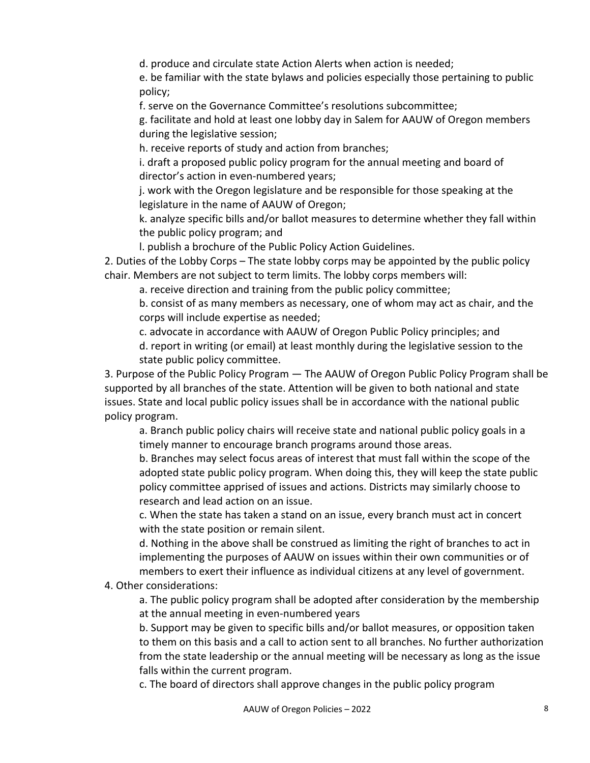d. produce and circulate state Action Alerts when action is needed;

e. be familiar with the state bylaws and policies especially those pertaining to public policy;

f. serve on the Governance Committee's resolutions subcommittee;

g. facilitate and hold at least one lobby day in Salem for AAUW of Oregon members during the legislative session;

h. receive reports of study and action from branches;

i. draft a proposed public policy program for the annual meeting and board of director's action in even-numbered years;

j. work with the Oregon legislature and be responsible for those speaking at the legislature in the name of AAUW of Oregon;

k. analyze specific bills and/or ballot measures to determine whether they fall within the public policy program; and

l. publish a brochure of the Public Policy Action Guidelines.

2. Duties of the Lobby Corps – The state lobby corps may be appointed by the public policy chair. Members are not subject to term limits. The lobby corps members will:

   a. receive direction and training from the public policy committee;

   b. consist of as many members as necessary, one of whom may act as chair, and the corps will include expertise as needed;

   c. advocate in accordance with AAUW of Oregon Public Policy principles; and

   d. report in writing (or email) at least monthly during the legislative session to the state public policy committee.

3. Purpose of the Public Policy Program — The AAUW of Oregon Public Policy Program shall be supported by all branches of the state. Attention will be given to both national and state issues. State and local public policy issues shall be in accordance with the national public policy program.

   a. Branch public policy chairs will receive state and national public policy goals in a timely manner to encourage branch programs around those areas.

   b. Branches may select focus areas of interest that must fall within the scope of the adopted state public policy program. When doing this, they will keep the state public policy committee apprised of issues and actions. Districts may similarly choose to research and lead action on an issue.

   c. When the state has taken a stand on an issue, every branch must act in concert with the state position or remain silent.

   d. Nothing in the above shall be construed as limiting the right of branches to act in implementing the purposes of AAUW on issues within their own communities or of members to exert their influence as individual citizens at any level of government.

4. Other considerations:

   a. The public policy program shall be adopted after consideration by the membership at the annual meeting in even-numbered years

   b. Support may be given to specific bills and/or ballot measures, or opposition taken to them on this basis and a call to action sent to all branches. No further authorization from the state leadership or the annual meeting will be necessary as long as the issue falls within the current program.

   c. The board of directors shall approve changes in the public policy program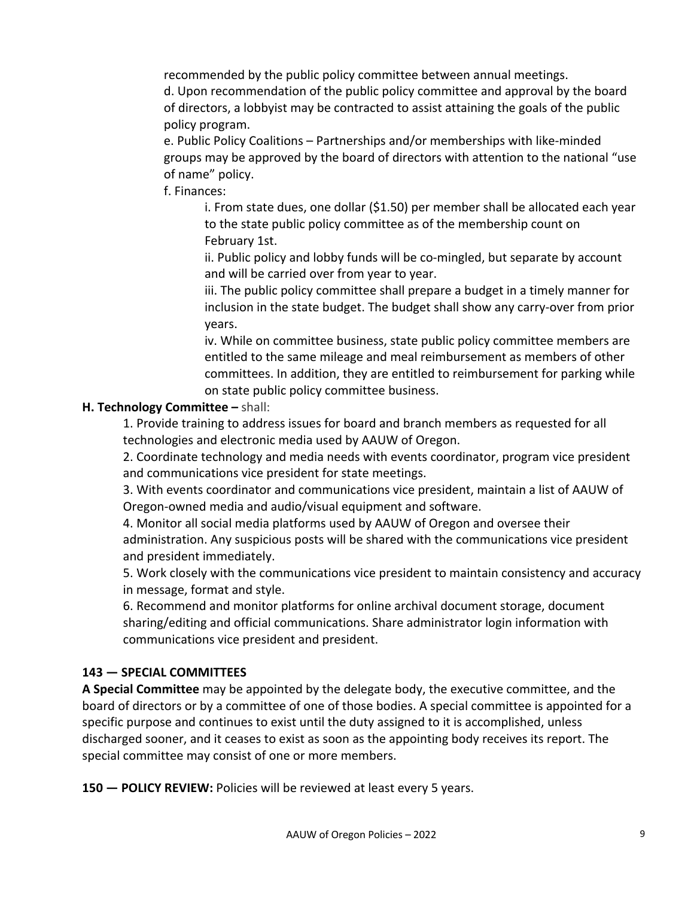recommended by the public policy committee between annual meetings.

d. Upon recommendation of the public policy committee and approval by the board of directors, a lobbyist may be contracted to assist attaining the goals of the public policy program.

e. Public Policy Coalitions – Partnerships and/or memberships with like-minded groups may be approved by the board of directors with attention to the national "use of name" policy.

f. Finances:

i. From state dues, one dollar ($1.50) per member shall be allocated each year to the state public policy committee as of the membership count on February 1st.

ii. Public policy and lobby funds will be co-mingled, but separate by account and will be carried over from year to year.

iii. The public policy committee shall prepare a budget in a timely manner for inclusion in the state budget. The budget shall show any carry-over from prior years.

iv. While on committee business, state public policy committee members are entitled to the same mileage and meal reimbursement as members of other committees. In addition, they are entitled to reimbursement for parking while on state public policy committee business.

**H. Technology Committee –** shall:

1. Provide training to address issues for board and branch members as requested for all technologies and electronic media used by AAUW of Oregon.
2. Coordinate technology and media needs with events coordinator, program vice president and communications vice president for state meetings.
3. With events coordinator and communications vice president, maintain a list of AAUW of Oregon-owned media and audio/visual equipment and software.
4. Monitor all social media platforms used by AAUW of Oregon and oversee their administration. Any suspicious posts will be shared with the communications vice president and president immediately.
5. Work closely with the communications vice president to maintain consistency and accuracy in message, format and style.
6. Recommend and monitor platforms for online archival document storage, document sharing/editing and official communications. Share administrator login information with communications vice president and president.

**143 — SPECIAL COMMITTEES**

**A Special Committee** may be appointed by the delegate body, the executive committee, and the board of directors or by a committee of one of those bodies. A special committee is appointed for a specific purpose and continues to exist until the duty assigned to it is accomplished, unless discharged sooner, and it ceases to exist as soon as the appointing body receives its report. The special committee may consist of one or more members.

**150 — POLICY REVIEW:** Policies will be reviewed at least every 5 years.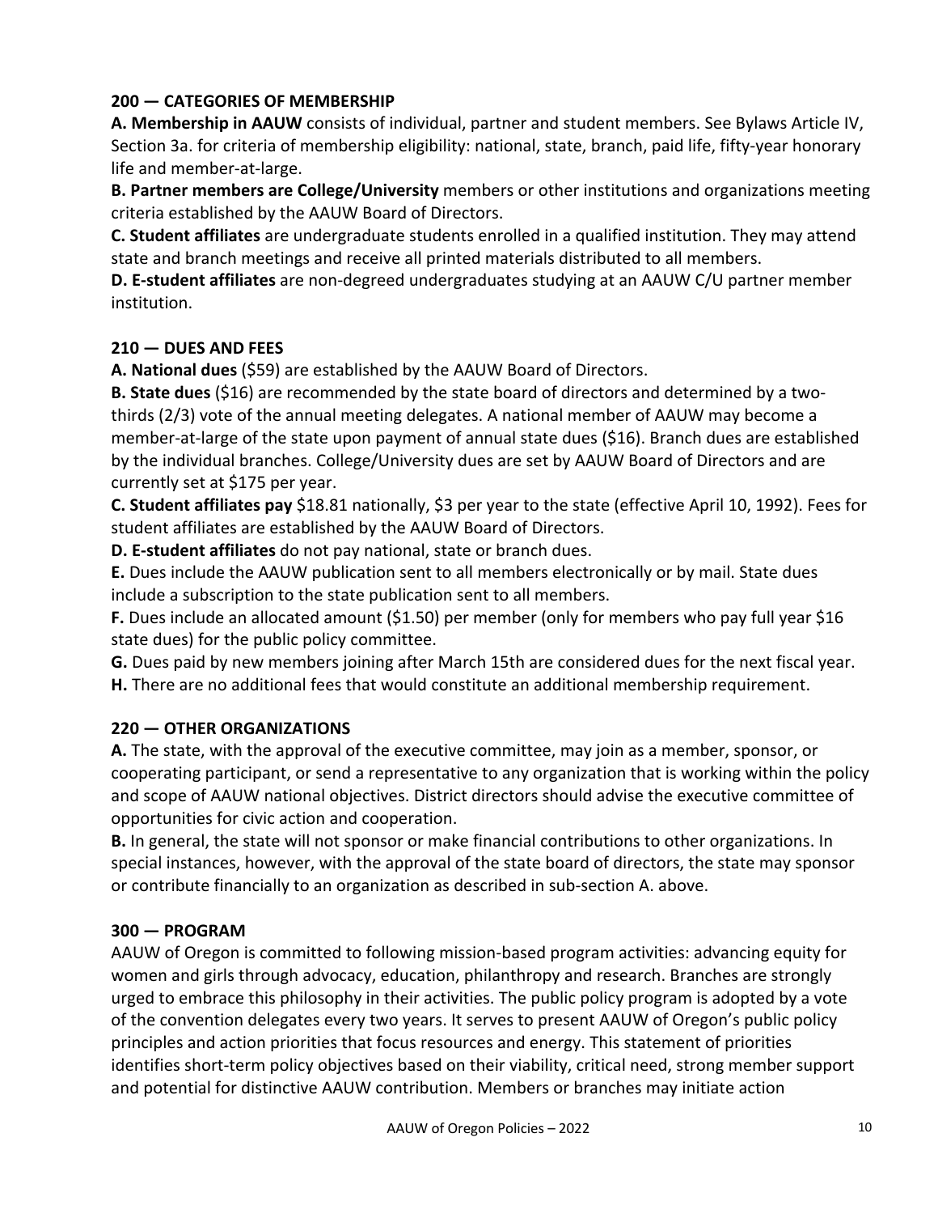**200 — CATEGORIES OF MEMBERSHIP**

**A. Membership in AAUW** consists of individual, partner and student members. See Bylaws Article IV, Section 3a. for criteria of membership eligibility: national, state, branch, paid life, fifty-year honorary life and member-at-large.

**B. Partner members are College/University** members or other institutions and organizations meeting criteria established by the AAUW Board of Directors.

**C. Student affiliates** are undergraduate students enrolled in a qualified institution. They may attend state and branch meetings and receive all printed materials distributed to all members.

**D. E-student affiliates** are non-degreed undergraduates studying at an AAUW C/U partner member institution.

**210 — DUES AND FEES**

**A. National dues** ($59) are established by the AAUW Board of Directors.

**B. State dues** ($16) are recommended by the state board of directors and determined by a two-thirds (2/3) vote of the annual meeting delegates. A national member of AAUW may become a member-at-large of the state upon payment of annual state dues ($16). Branch dues are established by the individual branches. College/University dues are set by AAUW Board of Directors and are currently set at $175 per year.

**C. Student affiliates pay** $18.81 nationally, $3 per year to the state (effective April 10, 1992). Fees for student affiliates are established by the AAUW Board of Directors.

**D. E-student affiliates** do not pay national, state or branch dues.

**E.** Dues include the AAUW publication sent to all members electronically or by mail. State dues include a subscription to the state publication sent to all members.

**F.** Dues include an allocated amount ($1.50) per member (only for members who pay full year $16 state dues) for the public policy committee.

**G.** Dues paid by new members joining after March 15th are considered dues for the next fiscal year.

**H.** There are no additional fees that would constitute an additional membership requirement.

**220 — OTHER ORGANIZATIONS**

**A.** The state, with the approval of the executive committee, may join as a member, sponsor, or cooperating participant, or send a representative to any organization that is working within the policy and scope of AAUW national objectives. District directors should advise the executive committee of opportunities for civic action and cooperation.

**B.** In general, the state will not sponsor or make financial contributions to other organizations. In special instances, however, with the approval of the state board of directors, the state may sponsor or contribute financially to an organization as described in sub-section A. above.

**300 — PROGRAM**

AAUW of Oregon is committed to following mission-based program activities: advancing equity for women and girls through advocacy, education, philanthropy and research. Branches are strongly urged to embrace this philosophy in their activities. The public policy program is adopted by a vote of the convention delegates every two years. It serves to present AAUW of Oregon's public policy principles and action priorities that focus resources and energy. This statement of priorities identifies short-term policy objectives based on their viability, critical need, strong member support and potential for distinctive AAUW contribution. Members or branches may initiate action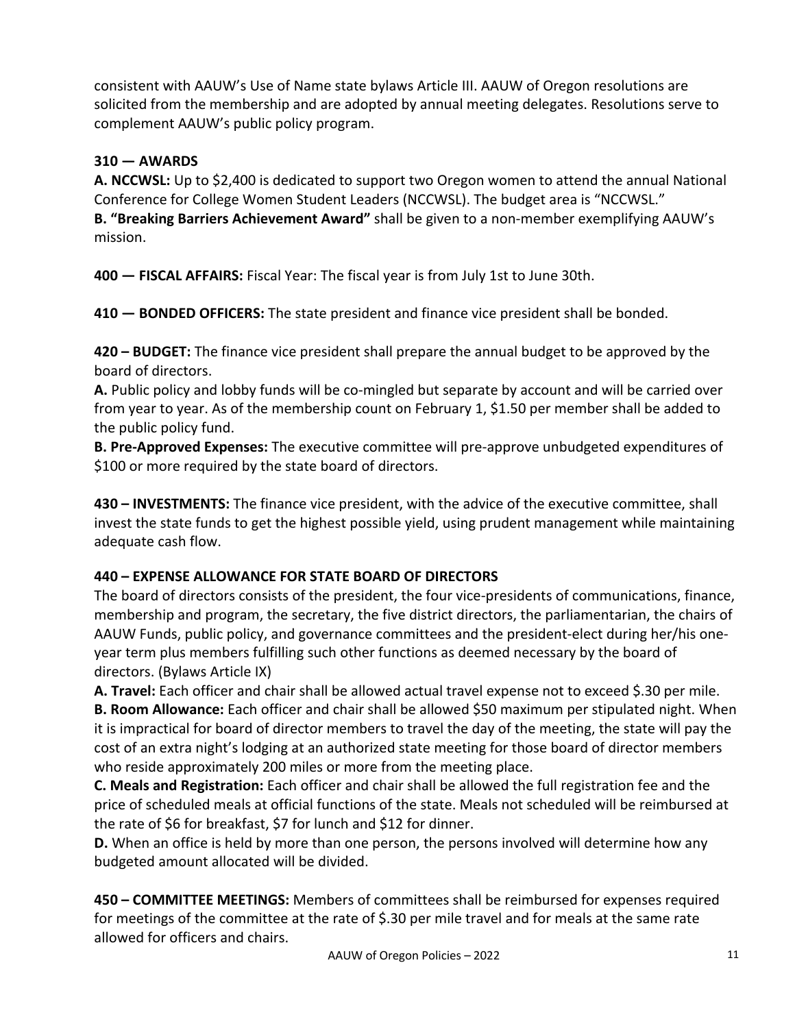consistent with AAUW's Use of Name state bylaws Article III. AAUW of Oregon resolutions are solicited from the membership and are adopted by annual meeting delegates. Resolutions serve to complement AAUW's public policy program.

**310 — AWARDS**

**A. NCCWSL:** Up to $2,400 is dedicated to support two Oregon women to attend the annual National Conference for College Women Student Leaders (NCCWSL). The budget area is "NCCWSL."

**B. "Breaking Barriers Achievement Award"** shall be given to a non-member exemplifying AAUW's mission.

**400 — FISCAL AFFAIRS:** Fiscal Year: The fiscal year is from July 1st to June 30th.

**410 — BONDED OFFICERS:** The state president and finance vice president shall be bonded.

**420 – BUDGET:** The finance vice president shall prepare the annual budget to be approved by the board of directors.

**A.** Public policy and lobby funds will be co-mingled but separate by account and will be carried over from year to year. As of the membership count on February 1, $1.50 per member shall be added to the public policy fund.

**B. Pre-Approved Expenses:** The executive committee will pre-approve unbudgeted expenditures of $100 or more required by the state board of directors.

**430 – INVESTMENTS:** The finance vice president, with the advice of the executive committee, shall invest the state funds to get the highest possible yield, using prudent management while maintaining adequate cash flow.

**440 – EXPENSE ALLOWANCE FOR STATE BOARD OF DIRECTORS**

The board of directors consists of the president, the four vice-presidents of communications, finance, membership and program, the secretary, the five district directors, the parliamentarian, the chairs of AAUW Funds, public policy, and governance committees and the president-elect during her/his one-year term plus members fulfilling such other functions as deemed necessary by the board of directors. (Bylaws Article IX)

**A. Travel:** Each officer and chair shall be allowed actual travel expense not to exceed $.30 per mile.

**B. Room Allowance:** Each officer and chair shall be allowed $50 maximum per stipulated night. When it is impractical for board of director members to travel the day of the meeting, the state will pay the cost of an extra night's lodging at an authorized state meeting for those board of director members who reside approximately 200 miles or more from the meeting place.

**C. Meals and Registration:** Each officer and chair shall be allowed the full registration fee and the price of scheduled meals at official functions of the state. Meals not scheduled will be reimbursed at the rate of $6 for breakfast, $7 for lunch and $12 for dinner.

**D.** When an office is held by more than one person, the persons involved will determine how any budgeted amount allocated will be divided.

**450 – COMMITTEE MEETINGS:** Members of committees shall be reimbursed for expenses required for meetings of the committee at the rate of $.30 per mile travel and for meals at the same rate allowed for officers and chairs.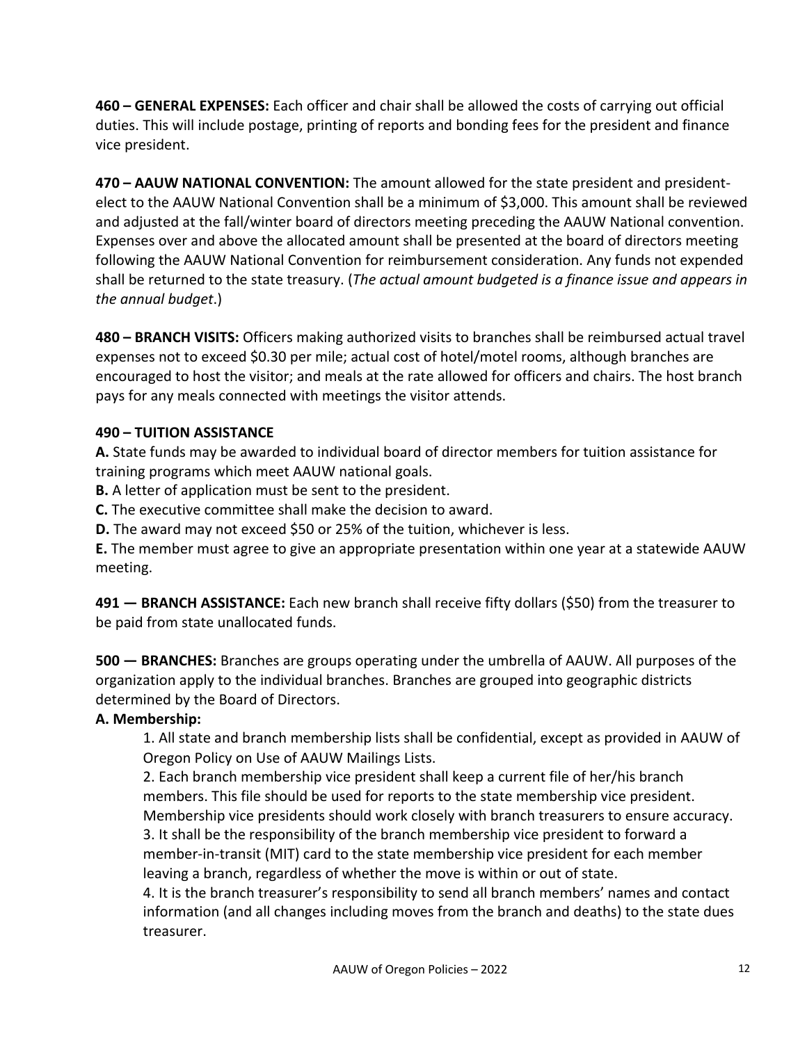**460 – GENERAL EXPENSES:** Each officer and chair shall be allowed the costs of carrying out official duties. This will include postage, printing of reports and bonding fees for the president and finance vice president.

**470 – AAUW NATIONAL CONVENTION:** The amount allowed for the state president and president-elect to the AAUW National Convention shall be a minimum of $3,000. This amount shall be reviewed and adjusted at the fall/winter board of directors meeting preceding the AAUW National convention. Expenses over and above the allocated amount shall be presented at the board of directors meeting following the AAUW National Convention for reimbursement consideration. Any funds not expended shall be returned to the state treasury. (*The actual amount budgeted is a finance issue and appears in the annual budget*.)

**480 – BRANCH VISITS:** Officers making authorized visits to branches shall be reimbursed actual travel expenses not to exceed $0.30 per mile; actual cost of hotel/motel rooms, although branches are encouraged to host the visitor; and meals at the rate allowed for officers and chairs. The host branch pays for any meals connected with meetings the visitor attends.

**490 – TUITION ASSISTANCE**

**A.** State funds may be awarded to individual board of director members for tuition assistance for training programs which meet AAUW national goals.
**B.** A letter of application must be sent to the president.
**C.** The executive committee shall make the decision to award.
**D.** The award may not exceed $50 or 25% of the tuition, whichever is less.
**E.** The member must agree to give an appropriate presentation within one year at a statewide AAUW meeting.

**491 — BRANCH ASSISTANCE:** Each new branch shall receive fifty dollars ($50) from the treasurer to be paid from state unallocated funds.

**500 — BRANCHES:** Branches are groups operating under the umbrella of AAUW. All purposes of the organization apply to the individual branches. Branches are grouped into geographic districts determined by the Board of Directors.

**A. Membership:**

1. All state and branch membership lists shall be confidential, except as provided in AAUW of Oregon Policy on Use of AAUW Mailings Lists.
2. Each branch membership vice president shall keep a current file of her/his branch members. This file should be used for reports to the state membership vice president. Membership vice presidents should work closely with branch treasurers to ensure accuracy.
3. It shall be the responsibility of the branch membership vice president to forward a member-in-transit (MIT) card to the state membership vice president for each member leaving a branch, regardless of whether the move is within or out of state.
4. It is the branch treasurer's responsibility to send all branch members' names and contact information (and all changes including moves from the branch and deaths) to the state dues treasurer.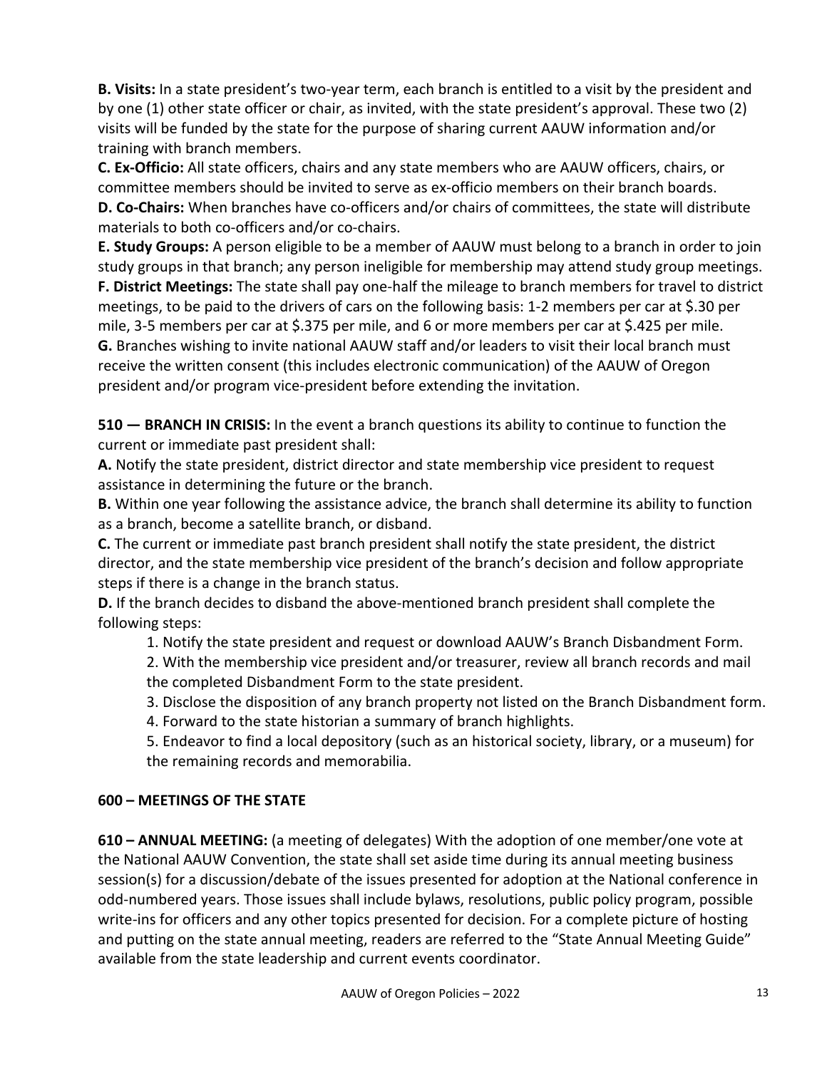**B. Visits:** In a state president's two-year term, each branch is entitled to a visit by the president and by one (1) other state officer or chair, as invited, with the state president's approval. These two (2) visits will be funded by the state for the purpose of sharing current AAUW information and/or training with branch members.

**C. Ex-Officio:** All state officers, chairs and any state members who are AAUW officers, chairs, or committee members should be invited to serve as ex-officio members on their branch boards.

**D. Co-Chairs:** When branches have co-officers and/or chairs of committees, the state will distribute materials to both co-officers and/or co-chairs.

**E. Study Groups:** A person eligible to be a member of AAUW must belong to a branch in order to join study groups in that branch; any person ineligible for membership may attend study group meetings.

**F. District Meetings:** The state shall pay one-half the mileage to branch members for travel to district meetings, to be paid to the drivers of cars on the following basis: 1-2 members per car at $.30 per mile, 3-5 members per car at $.375 per mile, and 6 or more members per car at $.425 per mile.

**G.** Branches wishing to invite national AAUW staff and/or leaders to visit their local branch must receive the written consent (this includes electronic communication) of the AAUW of Oregon president and/or program vice-president before extending the invitation.

**510 — BRANCH IN CRISIS:** In the event a branch questions its ability to continue to function the current or immediate past president shall:

**A.** Notify the state president, district director and state membership vice president to request assistance in determining the future or the branch.

**B.** Within one year following the assistance advice, the branch shall determine its ability to function as a branch, become a satellite branch, or disband.

**C.** The current or immediate past branch president shall notify the state president, the district director, and the state membership vice president of the branch's decision and follow appropriate steps if there is a change in the branch status.

**D.** If the branch decides to disband the above-mentioned branch president shall complete the following steps:

1. Notify the state president and request or download AAUW's Branch Disbandment Form.
2. With the membership vice president and/or treasurer, review all branch records and mail the completed Disbandment Form to the state president.
3. Disclose the disposition of any branch property not listed on the Branch Disbandment form.
4. Forward to the state historian a summary of branch highlights.
5. Endeavor to find a local depository (such as an historical society, library, or a museum) for the remaining records and memorabilia.

## 600 – MEETINGS OF THE STATE

**610 – ANNUAL MEETING:** (a meeting of delegates) With the adoption of one member/one vote at the National AAUW Convention, the state shall set aside time during its annual meeting business session(s) for a discussion/debate of the issues presented for adoption at the National conference in odd-numbered years. Those issues shall include bylaws, resolutions, public policy program, possible write-ins for officers and any other topics presented for decision. For a complete picture of hosting and putting on the state annual meeting, readers are referred to the "State Annual Meeting Guide" available from the state leadership and current events coordinator.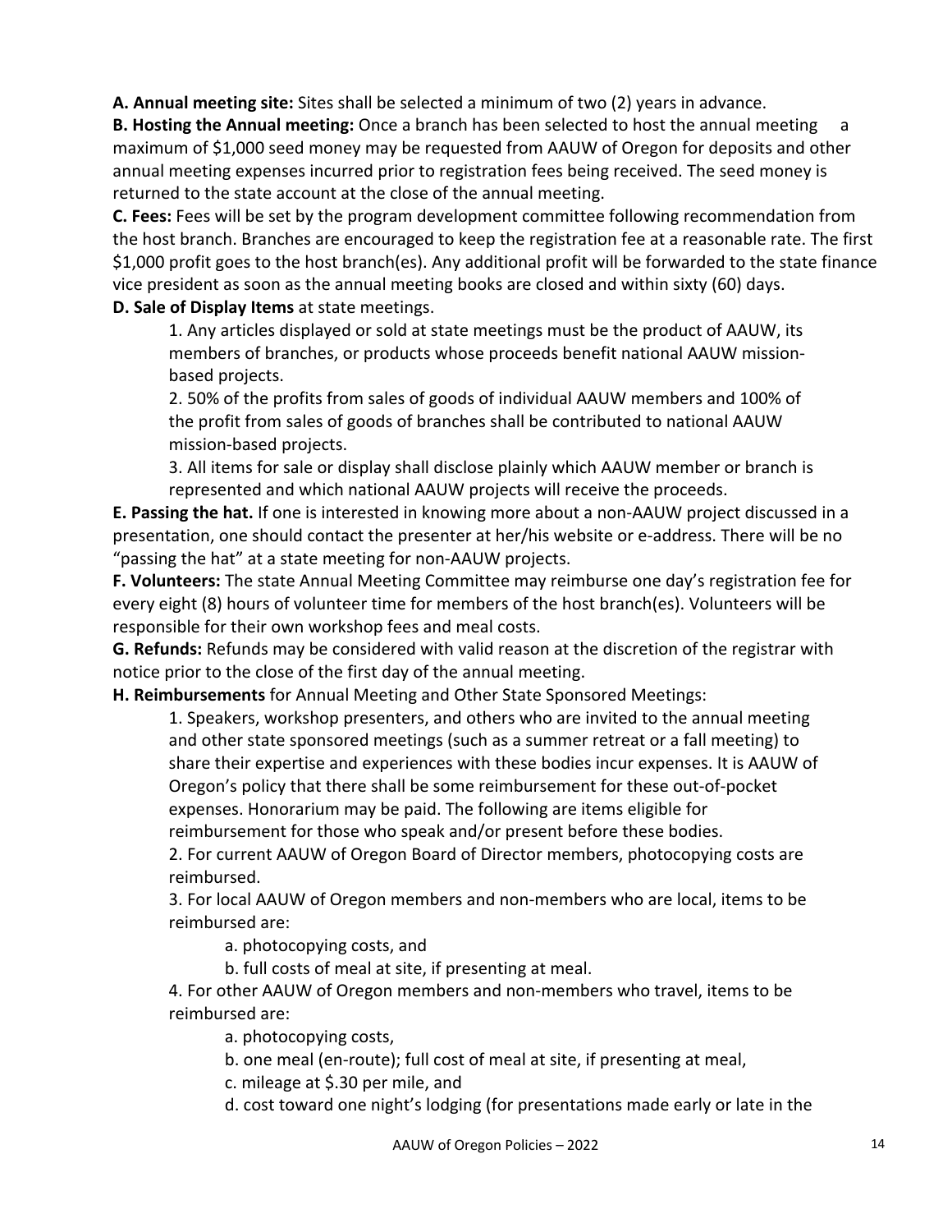**A. Annual meeting site:** Sites shall be selected a minimum of two (2) years in advance.

**B. Hosting the Annual meeting:** Once a branch has been selected to host the annual meeting a maximum of $1,000 seed money may be requested from AAUW of Oregon for deposits and other annual meeting expenses incurred prior to registration fees being received. The seed money is returned to the state account at the close of the annual meeting.

**C. Fees:** Fees will be set by the program development committee following recommendation from the host branch. Branches are encouraged to keep the registration fee at a reasonable rate. The first $1,000 profit goes to the host branch(es). Any additional profit will be forwarded to the state finance vice president as soon as the annual meeting books are closed and within sixty (60) days.

**D. Sale of Display Items** at state meetings.

1. Any articles displayed or sold at state meetings must be the product of AAUW, its members of branches, or products whose proceeds benefit national AAUW mission-based projects.
2. 50% of the profits from sales of goods of individual AAUW members and 100% of the profit from sales of goods of branches shall be contributed to national AAUW mission-based projects.
3. All items for sale or display shall disclose plainly which AAUW member or branch is represented and which national AAUW projects will receive the proceeds.

**E. Passing the hat.** If one is interested in knowing more about a non-AAUW project discussed in a presentation, one should contact the presenter at her/his website or e-address. There will be no "passing the hat" at a state meeting for non-AAUW projects.

**F. Volunteers:** The state Annual Meeting Committee may reimburse one day's registration fee for every eight (8) hours of volunteer time for members of the host branch(es). Volunteers will be responsible for their own workshop fees and meal costs.

**G. Refunds:** Refunds may be considered with valid reason at the discretion of the registrar with notice prior to the close of the first day of the annual meeting.

**H. Reimbursements** for Annual Meeting and Other State Sponsored Meetings:

1. Speakers, workshop presenters, and others who are invited to the annual meeting and other state sponsored meetings (such as a summer retreat or a fall meeting) to share their expertise and experiences with these bodies incur expenses. It is AAUW of Oregon's policy that there shall be some reimbursement for these out-of-pocket expenses. Honorarium may be paid. The following are items eligible for reimbursement for those who speak and/or present before these bodies.
2. For current AAUW of Oregon Board of Director members, photocopying costs are reimbursed.
3. For local AAUW of Oregon members and non-members who are local, items to be reimbursed are:
    - a. photocopying costs, and
    - b. full costs of meal at site, if presenting at meal.
4. For other AAUW of Oregon members and non-members who travel, items to be reimbursed are:
    - a. photocopying costs,
    - b. one meal (en-route); full cost of meal at site, if presenting at meal,
    - c. mileage at $.30 per mile, and
    - d. cost toward one night's lodging (for presentations made early or late in the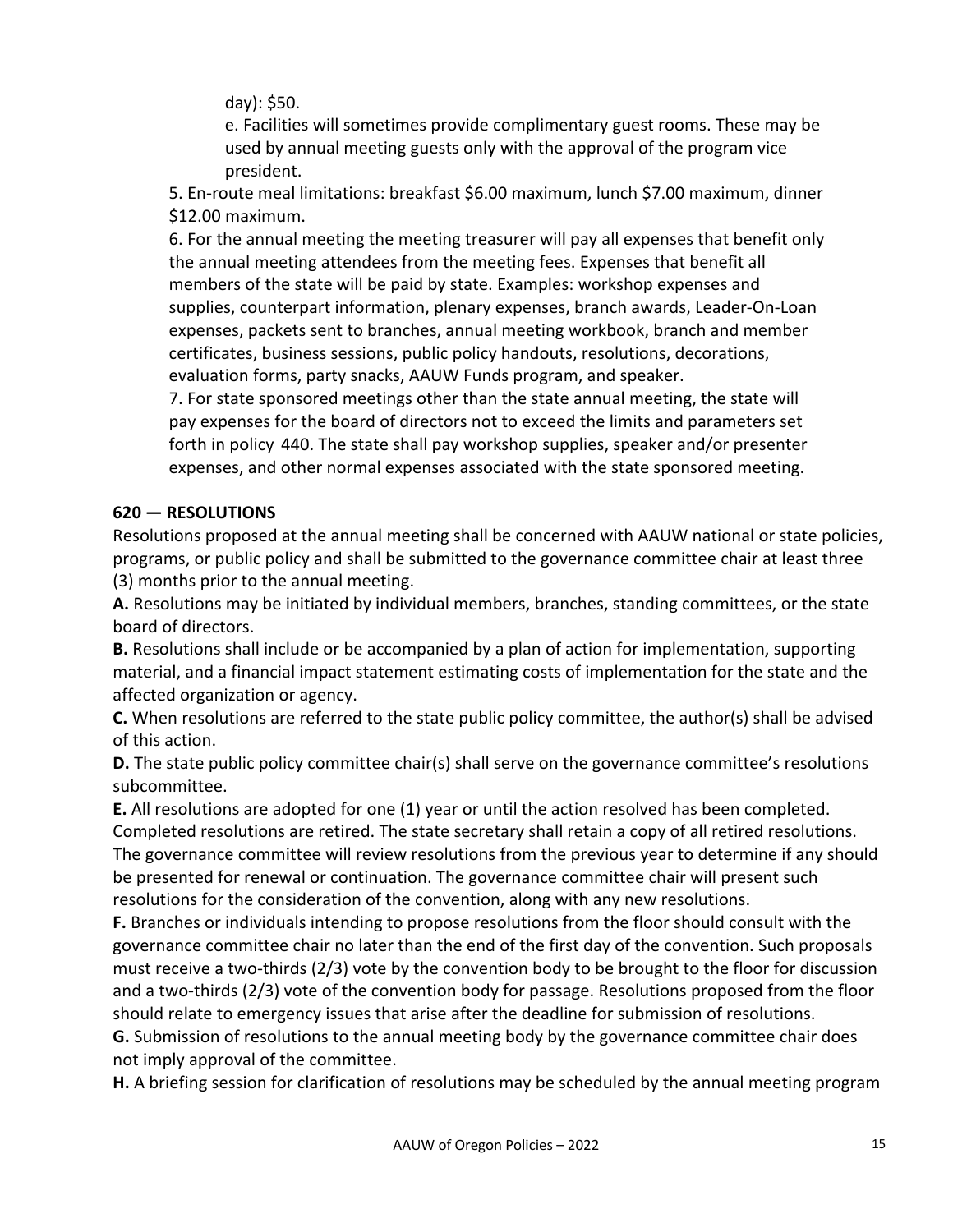day): $50.

e. Facilities will sometimes provide complimentary guest rooms. These may be used by annual meeting guests only with the approval of the program vice president.

5. En-route meal limitations: breakfast $6.00 maximum, lunch $7.00 maximum, dinner $12.00 maximum.

6. For the annual meeting the meeting treasurer will pay all expenses that benefit only the annual meeting attendees from the meeting fees. Expenses that benefit all members of the state will be paid by state. Examples: workshop expenses and supplies, counterpart information, plenary expenses, branch awards, Leader-On-Loan expenses, packets sent to branches, annual meeting workbook, branch and member certificates, business sessions, public policy handouts, resolutions, decorations, evaluation forms, party snacks, AAUW Funds program, and speaker.

7. For state sponsored meetings other than the state annual meeting, the state will pay expenses for the board of directors not to exceed the limits and parameters set forth in policy 440. The state shall pay workshop supplies, speaker and/or presenter expenses, and other normal expenses associated with the state sponsored meeting.

### 620 — RESOLUTIONS

Resolutions proposed at the annual meeting shall be concerned with AAUW national or state policies, programs, or public policy and shall be submitted to the governance committee chair at least three (3) months prior to the annual meeting.

**A.** Resolutions may be initiated by individual members, branches, standing committees, or the state board of directors.

**B.** Resolutions shall include or be accompanied by a plan of action for implementation, supporting material, and a financial impact statement estimating costs of implementation for the state and the affected organization or agency.

**C.** When resolutions are referred to the state public policy committee, the author(s) shall be advised of this action.

**D.** The state public policy committee chair(s) shall serve on the governance committee's resolutions subcommittee.

**E.** All resolutions are adopted for one (1) year or until the action resolved has been completed. Completed resolutions are retired. The state secretary shall retain a copy of all retired resolutions. The governance committee will review resolutions from the previous year to determine if any should be presented for renewal or continuation. The governance committee chair will present such resolutions for the consideration of the convention, along with any new resolutions.

**F.** Branches or individuals intending to propose resolutions from the floor should consult with the governance committee chair no later than the end of the first day of the convention. Such proposals must receive a two-thirds (2/3) vote by the convention body to be brought to the floor for discussion and a two-thirds (2/3) vote of the convention body for passage. Resolutions proposed from the floor should relate to emergency issues that arise after the deadline for submission of resolutions.

**G.** Submission of resolutions to the annual meeting body by the governance committee chair does not imply approval of the committee.

**H.** A briefing session for clarification of resolutions may be scheduled by the annual meeting program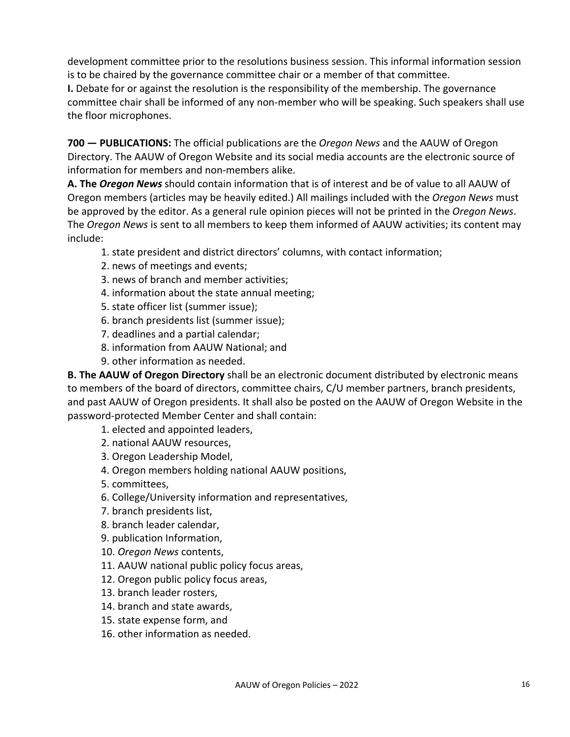development committee prior to the resolutions business session. This informal information session is to be chaired by the governance committee chair or a member of that committee.

**I.** Debate for or against the resolution is the responsibility of the membership. The governance committee chair shall be informed of any non-member who will be speaking. Such speakers shall use the floor microphones.

**700 — PUBLICATIONS:** The official publications are the *Oregon News* and the AAUW of Oregon Directory. The AAUW of Oregon Website and its social media accounts are the electronic source of information for members and non-members alike.

**A. The *Oregon News*** should contain information that is of interest and be of value to all AAUW of Oregon members (articles may be heavily edited.) All mailings included with the *Oregon News* must be approved by the editor. As a general rule opinion pieces will not be printed in the *Oregon News*. The *Oregon News* is sent to all members to keep them informed of AAUW activities; its content may include:

1. state president and district directors' columns, with contact information;
2. news of meetings and events;
3. news of branch and member activities;
4. information about the state annual meeting;
5. state officer list (summer issue);
6. branch presidents list (summer issue);
7. deadlines and a partial calendar;
8. information from AAUW National; and
9. other information as needed.

**B. The AAUW of Oregon Directory** shall be an electronic document distributed by electronic means to members of the board of directors, committee chairs, C/U member partners, branch presidents, and past AAUW of Oregon presidents. It shall also be posted on the AAUW of Oregon Website in the password-protected Member Center and shall contain:

1. elected and appointed leaders,
2. national AAUW resources,
3. Oregon Leadership Model,
4. Oregon members holding national AAUW positions,
5. committees,
6. College/University information and representatives,
7. branch presidents list,
8. branch leader calendar,
9. publication Information,
10. *Oregon News* contents,
11. AAUW national public policy focus areas,
12. Oregon public policy focus areas,
13. branch leader rosters,
14. branch and state awards,
15. state expense form, and
16. other information as needed.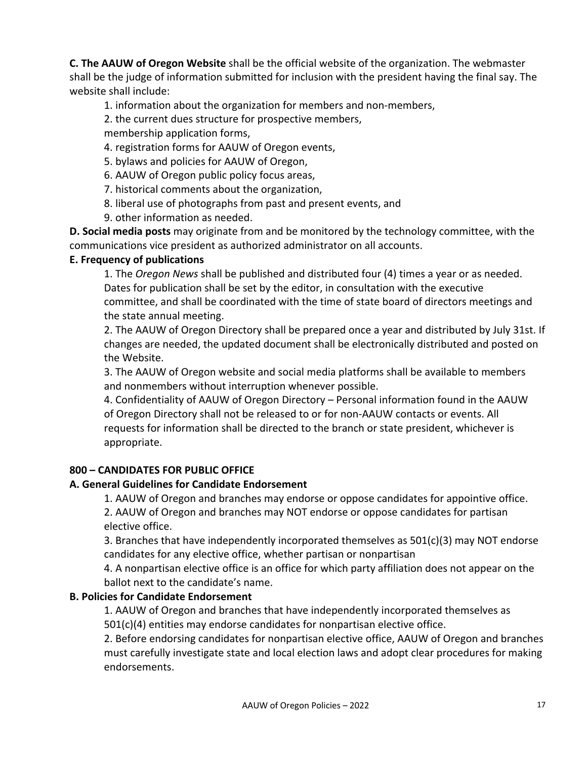**C. The AAUW of Oregon Website** shall be the official website of the organization. The webmaster shall be the judge of information submitted for inclusion with the president having the final say. The website shall include:

1. information about the organization for members and non-members,
2. the current dues structure for prospective members,
membership application forms,
4. registration forms for AAUW of Oregon events,
5. bylaws and policies for AAUW of Oregon,
6. AAUW of Oregon public policy focus areas,
7. historical comments about the organization,
8. liberal use of photographs from past and present events, and
9. other information as needed.

**D. Social media posts** may originate from and be monitored by the technology committee, with the communications vice president as authorized administrator on all accounts.

**E. Frequency of publications**

1. The *Oregon News* shall be published and distributed four (4) times a year or as needed. Dates for publication shall be set by the editor, in consultation with the executive committee, and shall be coordinated with the time of state board of directors meetings and the state annual meeting.
2. The AAUW of Oregon Directory shall be prepared once a year and distributed by July 31st. If changes are needed, the updated document shall be electronically distributed and posted on the Website.
3. The AAUW of Oregon website and social media platforms shall be available to members and nonmembers without interruption whenever possible.
4. Confidentiality of AAUW of Oregon Directory – Personal information found in the AAUW of Oregon Directory shall not be released to or for non-AAUW contacts or events. All requests for information shall be directed to the branch or state president, whichever is appropriate.

## 800 – CANDIDATES FOR PUBLIC OFFICE

**A. General Guidelines for Candidate Endorsement**

1. AAUW of Oregon and branches may endorse or oppose candidates for appointive office.
2. AAUW of Oregon and branches may NOT endorse or oppose candidates for partisan elective office.
3. Branches that have independently incorporated themselves as 501(c)(3) may NOT endorse candidates for any elective office, whether partisan or nonpartisan
4. A nonpartisan elective office is an office for which party affiliation does not appear on the ballot next to the candidate's name.

**B. Policies for Candidate Endorsement**

1. AAUW of Oregon and branches that have independently incorporated themselves as 501(c)(4) entities may endorse candidates for nonpartisan elective office.
2. Before endorsing candidates for nonpartisan elective office, AAUW of Oregon and branches must carefully investigate state and local election laws and adopt clear procedures for making endorsements.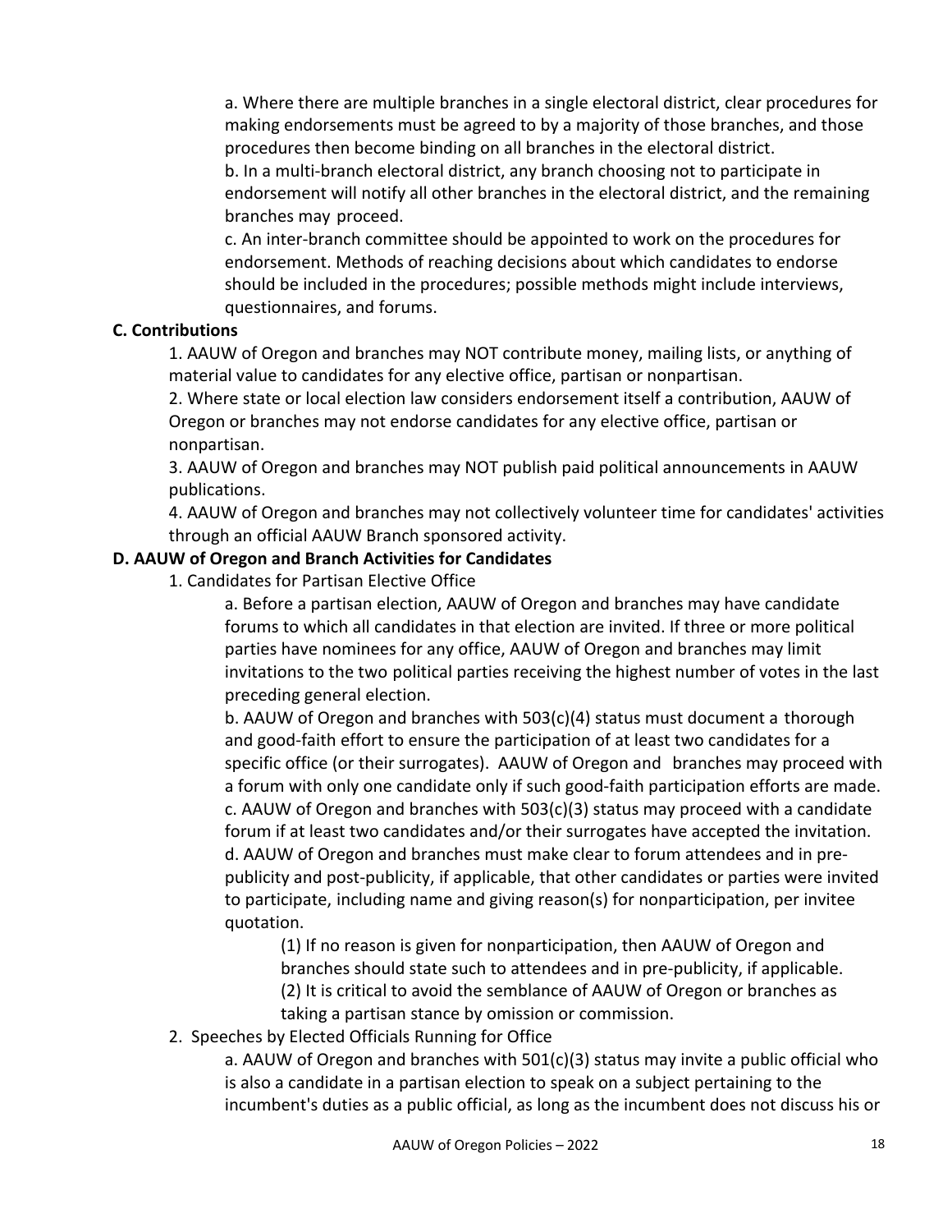a. Where there are multiple branches in a single electoral district, clear procedures for making endorsements must be agreed to by a majority of those branches, and those procedures then become binding on all branches in the electoral district.

b. In a multi-branch electoral district, any branch choosing not to participate in endorsement will notify all other branches in the electoral district, and the remaining branches may proceed.

c. An inter-branch committee should be appointed to work on the procedures for endorsement. Methods of reaching decisions about which candidates to endorse should be included in the procedures; possible methods might include interviews, questionnaires, and forums.

**C. Contributions**

1. AAUW of Oregon and branches may NOT contribute money, mailing lists, or anything of material value to candidates for any elective office, partisan or nonpartisan.

2. Where state or local election law considers endorsement itself a contribution, AAUW of Oregon or branches may not endorse candidates for any elective office, partisan or nonpartisan.

3. AAUW of Oregon and branches may NOT publish paid political announcements in AAUW publications.

4. AAUW of Oregon and branches may not collectively volunteer time for candidates' activities through an official AAUW Branch sponsored activity.

**D. AAUW of Oregon and Branch Activities for Candidates**

1. Candidates for Partisan Elective Office

a. Before a partisan election, AAUW of Oregon and branches may have candidate forums to which all candidates in that election are invited. If three or more political parties have nominees for any office, AAUW of Oregon and branches may limit invitations to the two political parties receiving the highest number of votes in the last preceding general election.

b. AAUW of Oregon and branches with 503(c)(4) status must document a thorough and good-faith effort to ensure the participation of at least two candidates for a specific office (or their surrogates). AAUW of Oregon and branches may proceed with a forum with only one candidate only if such good-faith participation efforts are made.

c. AAUW of Oregon and branches with 503(c)(3) status may proceed with a candidate forum if at least two candidates and/or their surrogates have accepted the invitation.

d. AAUW of Oregon and branches must make clear to forum attendees and in pre-publicity and post-publicity, if applicable, that other candidates or parties were invited to participate, including name and giving reason(s) for nonparticipation, per invitee quotation.

(1) If no reason is given for nonparticipation, then AAUW of Oregon and branches should state such to attendees and in pre-publicity, if applicable.

(2) It is critical to avoid the semblance of AAUW of Oregon or branches as taking a partisan stance by omission or commission.

2. Speeches by Elected Officials Running for Office

a. AAUW of Oregon and branches with 501(c)(3) status may invite a public official who is also a candidate in a partisan election to speak on a subject pertaining to the incumbent's duties as a public official, as long as the incumbent does not discuss his or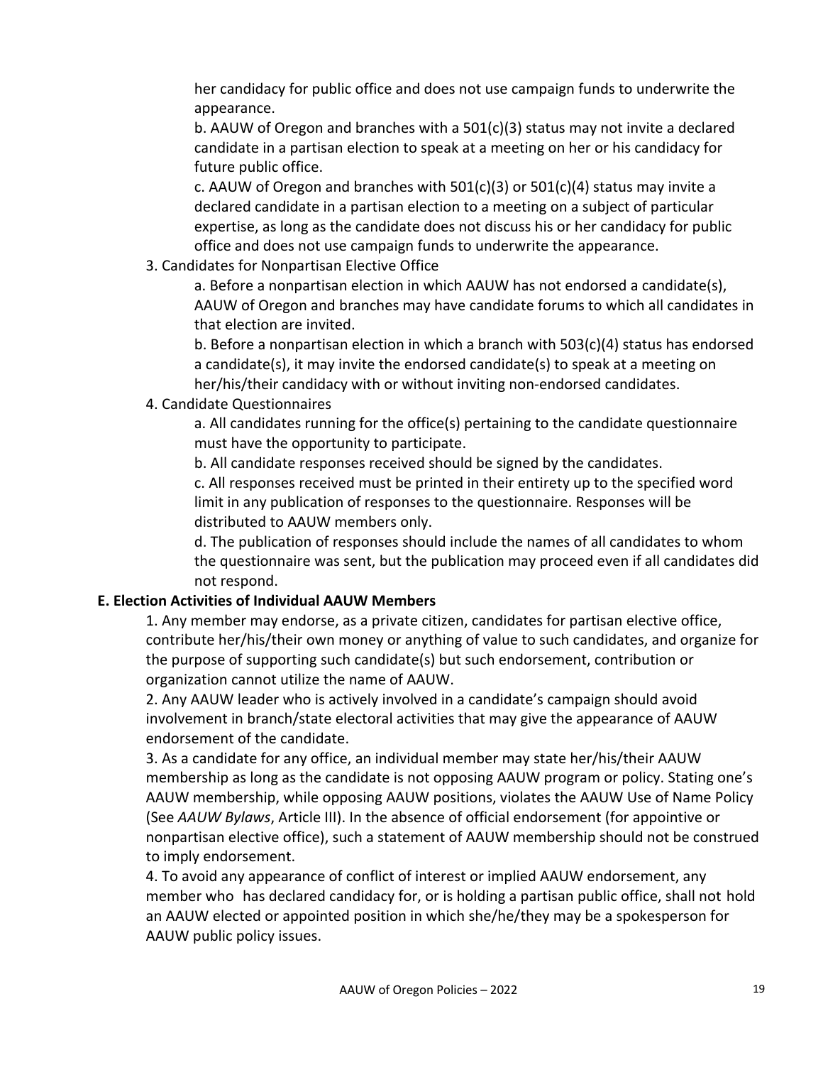her candidacy for public office and does not use campaign funds to underwrite the appearance.

b. AAUW of Oregon and branches with a 501(c)(3) status may not invite a declared candidate in a partisan election to speak at a meeting on her or his candidacy for future public office.

c. AAUW of Oregon and branches with 501(c)(3) or 501(c)(4) status may invite a declared candidate in a partisan election to a meeting on a subject of particular expertise, as long as the candidate does not discuss his or her candidacy for public office and does not use campaign funds to underwrite the appearance.

3. Candidates for Nonpartisan Elective Office

a. Before a nonpartisan election in which AAUW has not endorsed a candidate(s), AAUW of Oregon and branches may have candidate forums to which all candidates in that election are invited.

b. Before a nonpartisan election in which a branch with 503(c)(4) status has endorsed a candidate(s), it may invite the endorsed candidate(s) to speak at a meeting on her/his/their candidacy with or without inviting non-endorsed candidates.

4. Candidate Questionnaires

a. All candidates running for the office(s) pertaining to the candidate questionnaire must have the opportunity to participate.

b. All candidate responses received should be signed by the candidates.

c. All responses received must be printed in their entirety up to the specified word limit in any publication of responses to the questionnaire. Responses will be distributed to AAUW members only.

d. The publication of responses should include the names of all candidates to whom the questionnaire was sent, but the publication may proceed even if all candidates did not respond.

**E. Election Activities of Individual AAUW Members**

1. Any member may endorse, as a private citizen, candidates for partisan elective office, contribute her/his/their own money or anything of value to such candidates, and organize for the purpose of supporting such candidate(s) but such endorsement, contribution or organization cannot utilize the name of AAUW.

2. Any AAUW leader who is actively involved in a candidate's campaign should avoid involvement in branch/state electoral activities that may give the appearance of AAUW endorsement of the candidate.

3. As a candidate for any office, an individual member may state her/his/their AAUW membership as long as the candidate is not opposing AAUW program or policy. Stating one's AAUW membership, while opposing AAUW positions, violates the AAUW Use of Name Policy (See *AAUW Bylaws*, Article III). In the absence of official endorsement (for appointive or nonpartisan elective office), such a statement of AAUW membership should not be construed to imply endorsement.

4. To avoid any appearance of conflict of interest or implied AAUW endorsement, any member who has declared candidacy for, or is holding a partisan public office, shall not hold an AAUW elected or appointed position in which she/he/they may be a spokesperson for AAUW public policy issues.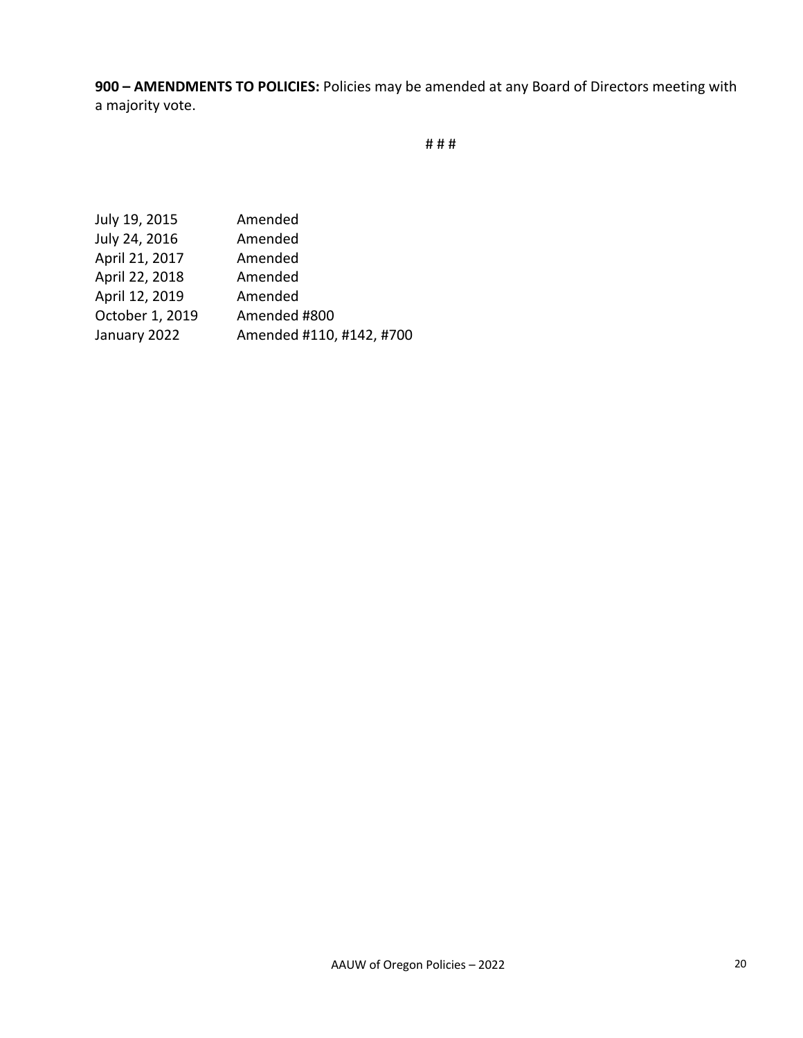**900 – AMENDMENTS TO POLICIES:** Policies may be amended at any Board of Directors meeting with a majority vote.

# # #

| | |
|---|---|
| July 19, 2015 | Amended |
| July 24, 2016 | Amended |
| April 21, 2017 | Amended |
| April 22, 2018 | Amended |
| April 12, 2019 | Amended |
| October 1, 2019 | Amended #800 |
| January 2022 | Amended #110, #142, #700 |